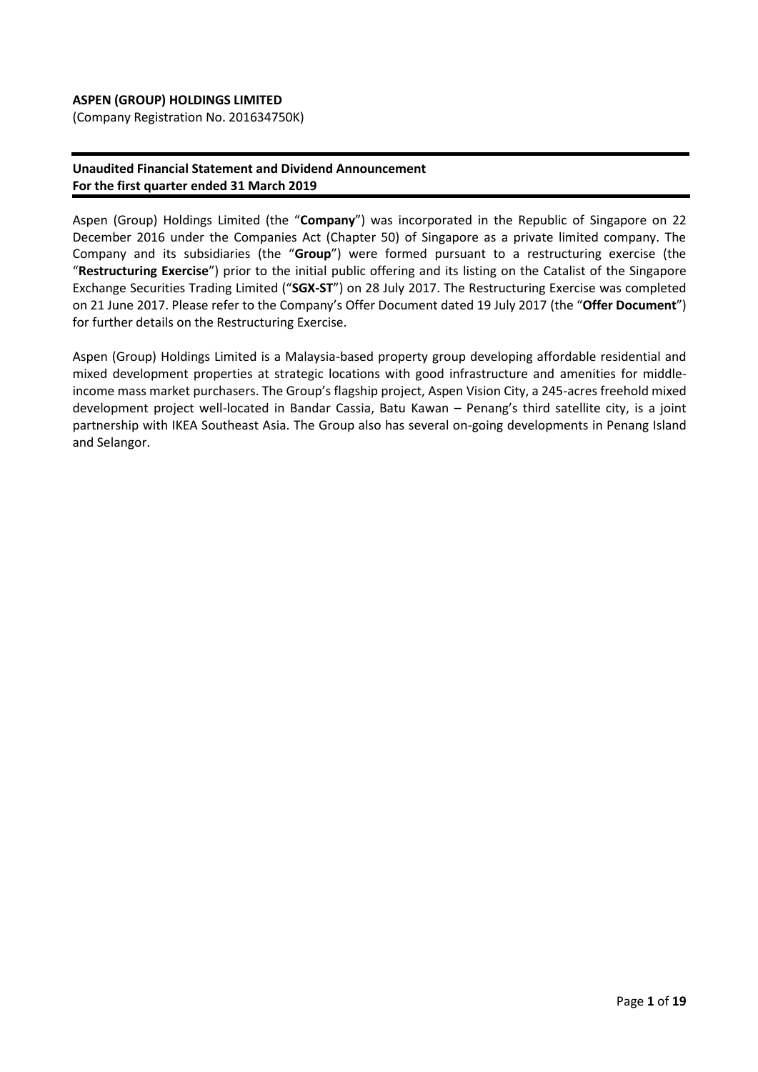**ASPEN (GROUP) HOLDINGS LIMITED**
(Company Registration No. 201634750K)

**Unaudited Financial Statement and Dividend Announcement**
**For the first quarter ended 31 March 2019**

Aspen (Group) Holdings Limited (the "**Company**") was incorporated in the Republic of Singapore on 22 December 2016 under the Companies Act (Chapter 50) of Singapore as a private limited company. The Company and its subsidiaries (the "**Group**") were formed pursuant to a restructuring exercise (the "**Restructuring Exercise**") prior to the initial public offering and its listing on the Catalist of the Singapore Exchange Securities Trading Limited ("**SGX-ST**") on 28 July 2017. The Restructuring Exercise was completed on 21 June 2017. Please refer to the Company's Offer Document dated 19 July 2017 (the "**Offer Document**") for further details on the Restructuring Exercise.

Aspen (Group) Holdings Limited is a Malaysia-based property group developing affordable residential and mixed development properties at strategic locations with good infrastructure and amenities for middle-income mass market purchasers. The Group's flagship project, Aspen Vision City, a 245-acres freehold mixed development project well-located in Bandar Cassia, Batu Kawan – Penang's third satellite city, is a joint partnership with IKEA Southeast Asia. The Group also has several on-going developments in Penang Island and Selangor.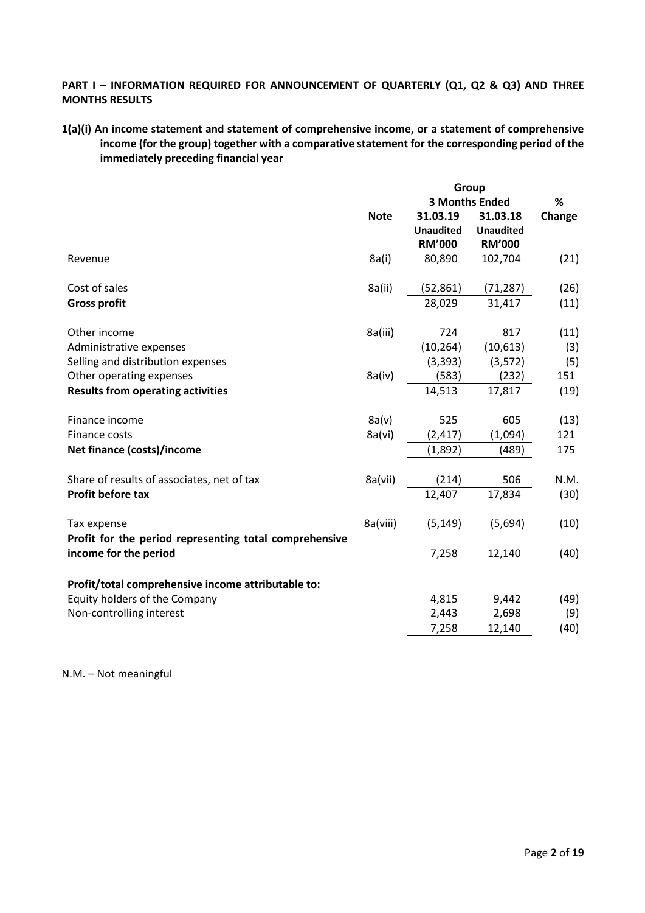**PART I – INFORMATION REQUIRED FOR ANNOUNCEMENT OF QUARTERLY (Q1, Q2 & Q3) AND THREE MONTHS RESULTS**

**1(a)(i) An income statement and statement of comprehensive income, or a statement of comprehensive income (for the group) together with a comparative statement for the corresponding period of the immediately preceding financial year**

| | | Group | | |
|---|---|---|---|---|
| | | 3 Months Ended | | % |
| | Note | 31.03.19 Unaudited RM'000 | 31.03.18 Unaudited RM'000 | Change |
| Revenue | 8a(i) | 80,890 | 102,704 | (21) |
| Cost of sales | 8a(ii) | (52,861) | (71,287) | (26) |
| **Gross profit** | | 28,029 | 31,417 | (11) |
| Other income | 8a(iii) | 724 | 817 | (11) |
| Administrative expenses | | (10,264) | (10,613) | (3) |
| Selling and distribution expenses | | (3,393) | (3,572) | (5) |
| Other operating expenses | 8a(iv) | (583) | (232) | 151 |
| **Results from operating activities** | | 14,513 | 17,817 | (19) |
| Finance income | 8a(v) | 525 | 605 | (13) |
| Finance costs | 8a(vi) | (2,417) | (1,094) | 121 |
| **Net finance (costs)/income** | | (1,892) | (489) | 175 |
| Share of results of associates, net of tax | 8a(vii) | (214) | 506 | N.M. |
| **Profit before tax** | | 12,407 | 17,834 | (30) |
| Tax expense | 8a(viii) | (5,149) | (5,694) | (10) |
| **Profit for the period representing total comprehensive income for the period** | | 7,258 | 12,140 | (40) |
| **Profit/total comprehensive income attributable to:** | | | | |
| Equity holders of the Company | | 4,815 | 9,442 | (49) |
| Non-controlling interest | | 2,443 | 2,698 | (9) |
| | | 7,258 | 12,140 | (40) |

N.M. – Not meaningful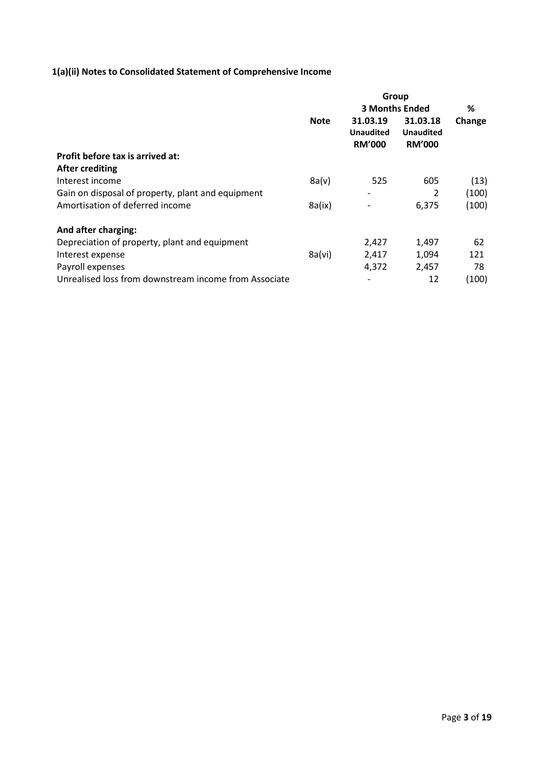### 1(a)(ii) Notes to Consolidated Statement of Comprehensive Income

| | Note | Group | | % |
|---|---|---|---|---|
| | | 3 Months Ended | | |
| | | 31.03.19 Unaudited RM'000 | 31.03.18 Unaudited RM'000 | Change |
| **Profit before tax is arrived at:** | | | | |
| **After crediting** | | | | |
| Interest income | 8a(v) | 525 | 605 | (13) |
| Gain on disposal of property, plant and equipment | | - | 2 | (100) |
| Amortisation of deferred income | 8a(ix) | - | 6,375 | (100) |
| | | | | |
| **And after charging:** | | | | |
| Depreciation of property, plant and equipment | | 2,427 | 1,497 | 62 |
| Interest expense | 8a(vi) | 2,417 | 1,094 | 121 |
| Payroll expenses | | 4,372 | 2,457 | 78 |
| Unrealised loss from downstream income from Associate | | - | 12 | (100) |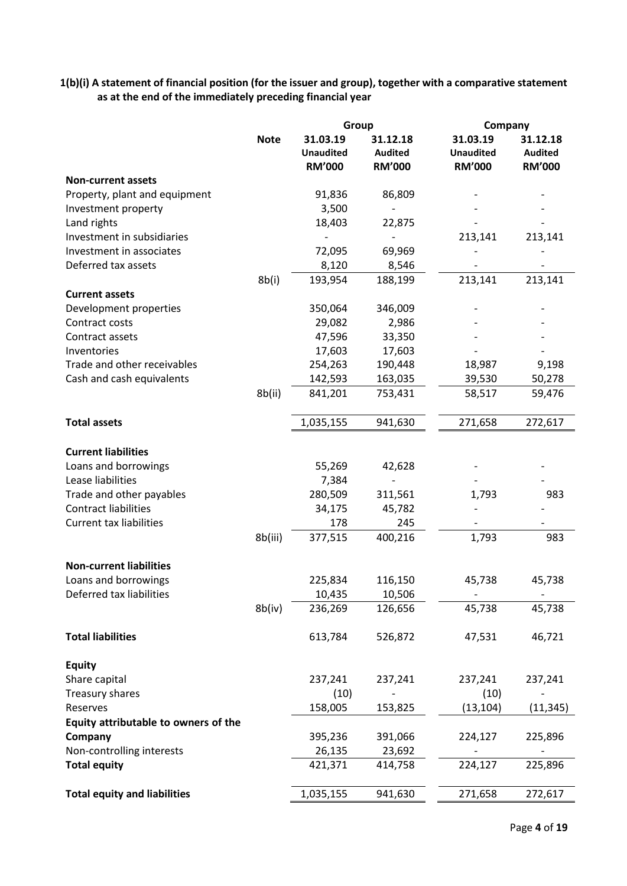**1(b)(i) A statement of financial position (for the issuer and group), together with a comparative statement as at the end of the immediately preceding financial year**

| | Note | Group | | Company | |
|---|---|---|---|---|---|
| | | 31.03.19 Unaudited RM'000 | 31.12.18 Audited RM'000 | 31.03.19 Unaudited RM'000 | 31.12.18 Audited RM'000 |
| **Non-current assets** | | | | | |
| Property, plant and equipment | | 91,836 | 86,809 | - | - |
| Investment property | | 3,500 | - | - | - |
| Land rights | | 18,403 | 22,875 | - | - |
| Investment in subsidiaries | | - | - | 213,141 | 213,141 |
| Investment in associates | | 72,095 | 69,969 | - | - |
| Deferred tax assets | | 8,120 | 8,546 | - | - |
| | 8b(i) | 193,954 | 188,199 | 213,141 | 213,141 |
| **Current assets** | | | | | |
| Development properties | | 350,064 | 346,009 | - | - |
| Contract costs | | 29,082 | 2,986 | - | - |
| Contract assets | | 47,596 | 33,350 | - | - |
| Inventories | | 17,603 | 17,603 | - | - |
| Trade and other receivables | | 254,263 | 190,448 | 18,987 | 9,198 |
| Cash and cash equivalents | | 142,593 | 163,035 | 39,530 | 50,278 |
| | 8b(ii) | 841,201 | 753,431 | 58,517 | 59,476 |
| **Total assets** | | 1,035,155 | 941,630 | 271,658 | 272,617 |
| **Current liabilities** | | | | | |
| Loans and borrowings | | 55,269 | 42,628 | - | - |
| Lease liabilities | | 7,384 | - | - | - |
| Trade and other payables | | 280,509 | 311,561 | 1,793 | 983 |
| Contract liabilities | | 34,175 | 45,782 | - | - |
| Current tax liabilities | | 178 | 245 | - | - |
| | 8b(iii) | 377,515 | 400,216 | 1,793 | 983 |
| **Non-current liabilities** | | | | | |
| Loans and borrowings | | 225,834 | 116,150 | 45,738 | 45,738 |
| Deferred tax liabilities | | 10,435 | 10,506 | - | - |
| | 8b(iv) | 236,269 | 126,656 | 45,738 | 45,738 |
| **Total liabilities** | | 613,784 | 526,872 | 47,531 | 46,721 |
| **Equity** | | | | | |
| Share capital | | 237,241 | 237,241 | 237,241 | 237,241 |
| Treasury shares | | (10) | - | (10) | - |
| Reserves | | 158,005 | 153,825 | (13,104) | (11,345) |
| **Equity attributable to owners of the Company** | | 395,236 | 391,066 | 224,127 | 225,896 |
| Non-controlling interests | | 26,135 | 23,692 | - | - |
| **Total equity** | | 421,371 | 414,758 | 224,127 | 225,896 |
| **Total equity and liabilities** | | 1,035,155 | 941,630 | 271,658 | 272,617 |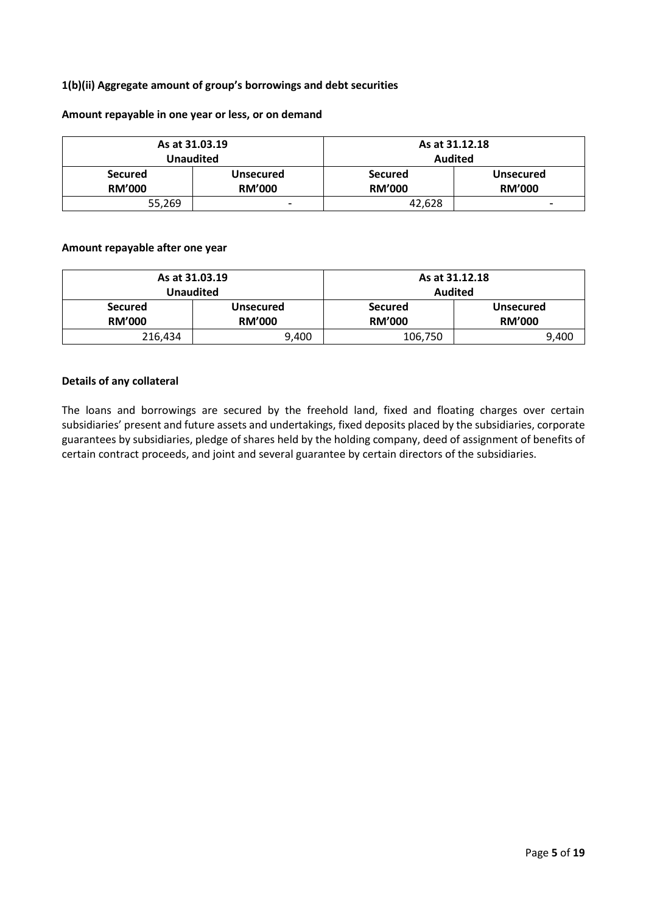**1(b)(ii) Aggregate amount of group's borrowings and debt securities**

**Amount repayable in one year or less, or on demand**

| As at 31.03.19 Unaudited | | As at 31.12.18 Audited | |
|---|---|---|---|
| **Secured RM'000** | **Unsecured RM'000** | **Secured RM'000** | **Unsecured RM'000** |
| 55,269 | - | 42,628 | - |

**Amount repayable after one year**

| As at 31.03.19 Unaudited | | As at 31.12.18 Audited | |
|---|---|---|---|
| **Secured RM'000** | **Unsecured RM'000** | **Secured RM'000** | **Unsecured RM'000** |
| 216,434 | 9,400 | 106,750 | 9,400 |

**Details of any collateral**

The loans and borrowings are secured by the freehold land, fixed and floating charges over certain subsidiaries' present and future assets and undertakings, fixed deposits placed by the subsidiaries, corporate guarantees by subsidiaries, pledge of shares held by the holding company, deed of assignment of benefits of certain contract proceeds, and joint and several guarantee by certain directors of the subsidiaries.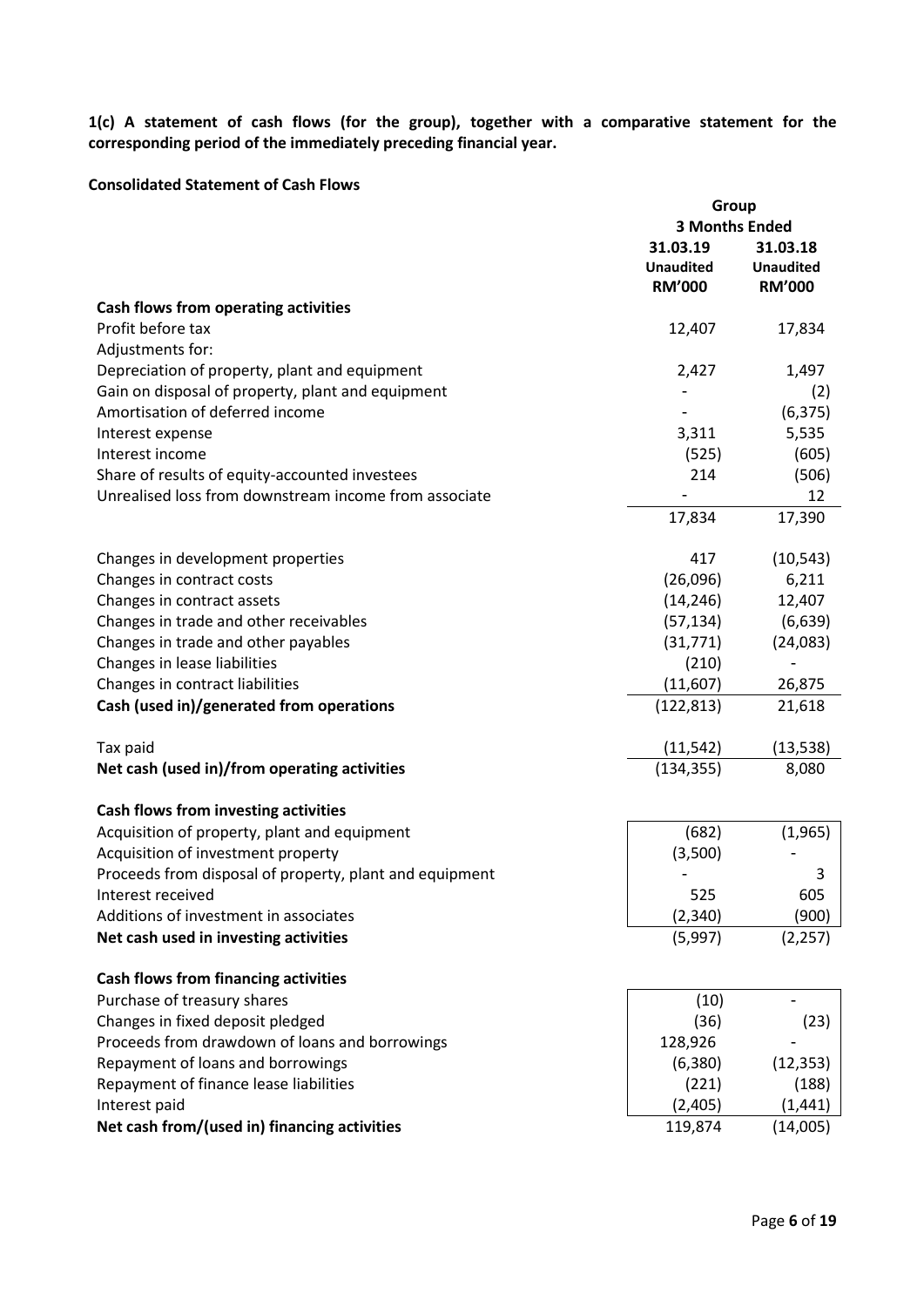**1(c) A statement of cash flows (for the group), together with a comparative statement for the corresponding period of the immediately preceding financial year.**

**Consolidated Statement of Cash Flows**

| | Group | |
|---|---|---|
| | 3 Months Ended | |
| | 31.03.19 Unaudited RM'000 | 31.03.18 Unaudited RM'000 |
| **Cash flows from operating activities** | | |
| Profit before tax | 12,407 | 17,834 |
| Adjustments for: | | |
| Depreciation of property, plant and equipment | 2,427 | 1,497 |
| Gain on disposal of property, plant and equipment | - | (2) |
| Amortisation of deferred income | - | (6,375) |
| Interest expense | 3,311 | 5,535 |
| Interest income | (525) | (605) |
| Share of results of equity-accounted investees | 214 | (506) |
| Unrealised loss from downstream income from associate | - | 12 |
| | 17,834 | 17,390 |
| Changes in development properties | 417 | (10,543) |
| Changes in contract costs | (26,096) | 6,211 |
| Changes in contract assets | (14,246) | 12,407 |
| Changes in trade and other receivables | (57,134) | (6,639) |
| Changes in trade and other payables | (31,771) | (24,083) |
| Changes in lease liabilities | (210) | - |
| Changes in contract liabilities | (11,607) | 26,875 |
| **Cash (used in)/generated from operations** | (122,813) | 21,618 |
| Tax paid | (11,542) | (13,538) |
| **Net cash (used in)/from operating activities** | (134,355) | 8,080 |
| **Cash flows from investing activities** | | |
| Acquisition of property, plant and equipment | (682) | (1,965) |
| Acquisition of investment property | (3,500) | - |
| Proceeds from disposal of property, plant and equipment | - | 3 |
| Interest received | 525 | 605 |
| Additions of investment in associates | (2,340) | (900) |
| **Net cash used in investing activities** | (5,997) | (2,257) |
| **Cash flows from financing activities** | | |
| Purchase of treasury shares | (10) | - |
| Changes in fixed deposit pledged | (36) | (23) |
| Proceeds from drawdown of loans and borrowings | 128,926 | - |
| Repayment of loans and borrowings | (6,380) | (12,353) |
| Repayment of finance lease liabilities | (221) | (188) |
| Interest paid | (2,405) | (1,441) |
| **Net cash from/(used in) financing activities** | 119,874 | (14,005) |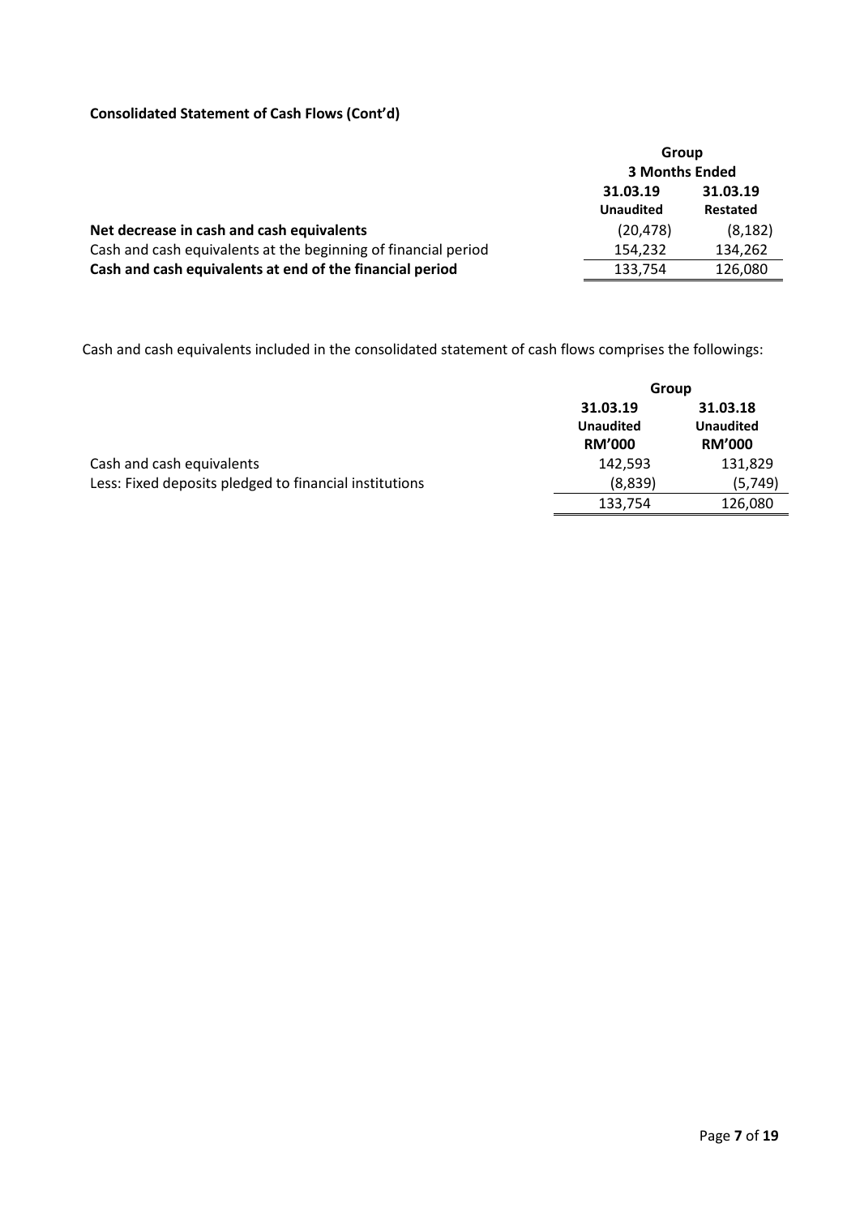**Consolidated Statement of Cash Flows (Cont'd)**

| | Group | |
|---|---|---|
| | 3 Months Ended | |
| | 31.03.19 | 31.03.19 |
| | Unaudited | Restated |
| **Net decrease in cash and cash equivalents** | (20,478) | (8,182) |
| Cash and cash equivalents at the beginning of financial period | 154,232 | 134,262 |
| **Cash and cash equivalents at end of the financial period** | 133,754 | 126,080 |

Cash and cash equivalents included in the consolidated statement of cash flows comprises the followings:

| | Group | |
|---|---|---|
| | 31.03.19 | 31.03.18 |
| | Unaudited | Unaudited |
| | RM'000 | RM'000 |
| Cash and cash equivalents | 142,593 | 131,829 |
| Less: Fixed deposits pledged to financial institutions | (8,839) | (5,749) |
| | 133,754 | 126,080 |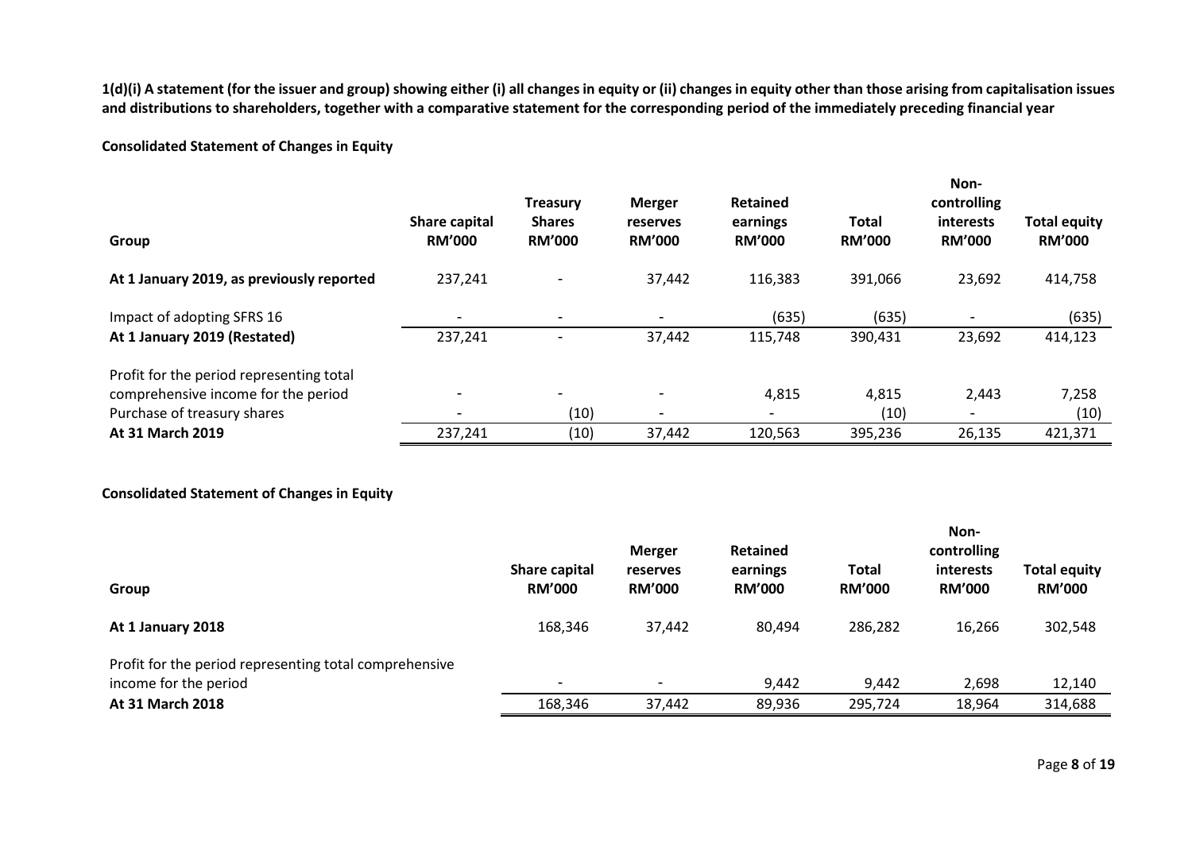**1(d)(i) A statement (for the issuer and group) showing either (i) all changes in equity or (ii) changes in equity other than those arising from capitalisation issues and distributions to shareholders, together with a comparative statement for the corresponding period of the immediately preceding financial year**

**Consolidated Statement of Changes in Equity**

| Group | Share capital RM'000 | Treasury Shares RM'000 | Merger reserves RM'000 | Retained earnings RM'000 | Total RM'000 | Non-controlling interests RM'000 | Total equity RM'000 |
|---|---|---|---|---|---|---|---|
| **At 1 January 2019, as previously reported** | 237,241 | - | 37,442 | 116,383 | 391,066 | 23,692 | 414,758 |
| Impact of adopting SFRS 16 | - | - | - | (635) | (635) | - | (635) |
| **At 1 January 2019 (Restated)** | 237,241 | - | 37,442 | 115,748 | 390,431 | 23,692 | 414,123 |
| Profit for the period representing total comprehensive income for the period | - | - | - | 4,815 | 4,815 | 2,443 | 7,258 |
| Purchase of treasury shares | - | (10) | - | - | (10) | - | (10) |
| **At 31 March 2019** | 237,241 | (10) | 37,442 | 120,563 | 395,236 | 26,135 | 421,371 |

**Consolidated Statement of Changes in Equity**

| Group | Share capital RM'000 | Merger reserves RM'000 | Retained earnings RM'000 | Total RM'000 | Non-controlling interests RM'000 | Total equity RM'000 |
|---|---|---|---|---|---|---|
| **At 1 January 2018** | 168,346 | 37,442 | 80,494 | 286,282 | 16,266 | 302,548 |
| Profit for the period representing total comprehensive income for the period | - | - | 9,442 | 9,442 | 2,698 | 12,140 |
| **At 31 March 2018** | 168,346 | 37,442 | 89,936 | 295,724 | 18,964 | 314,688 |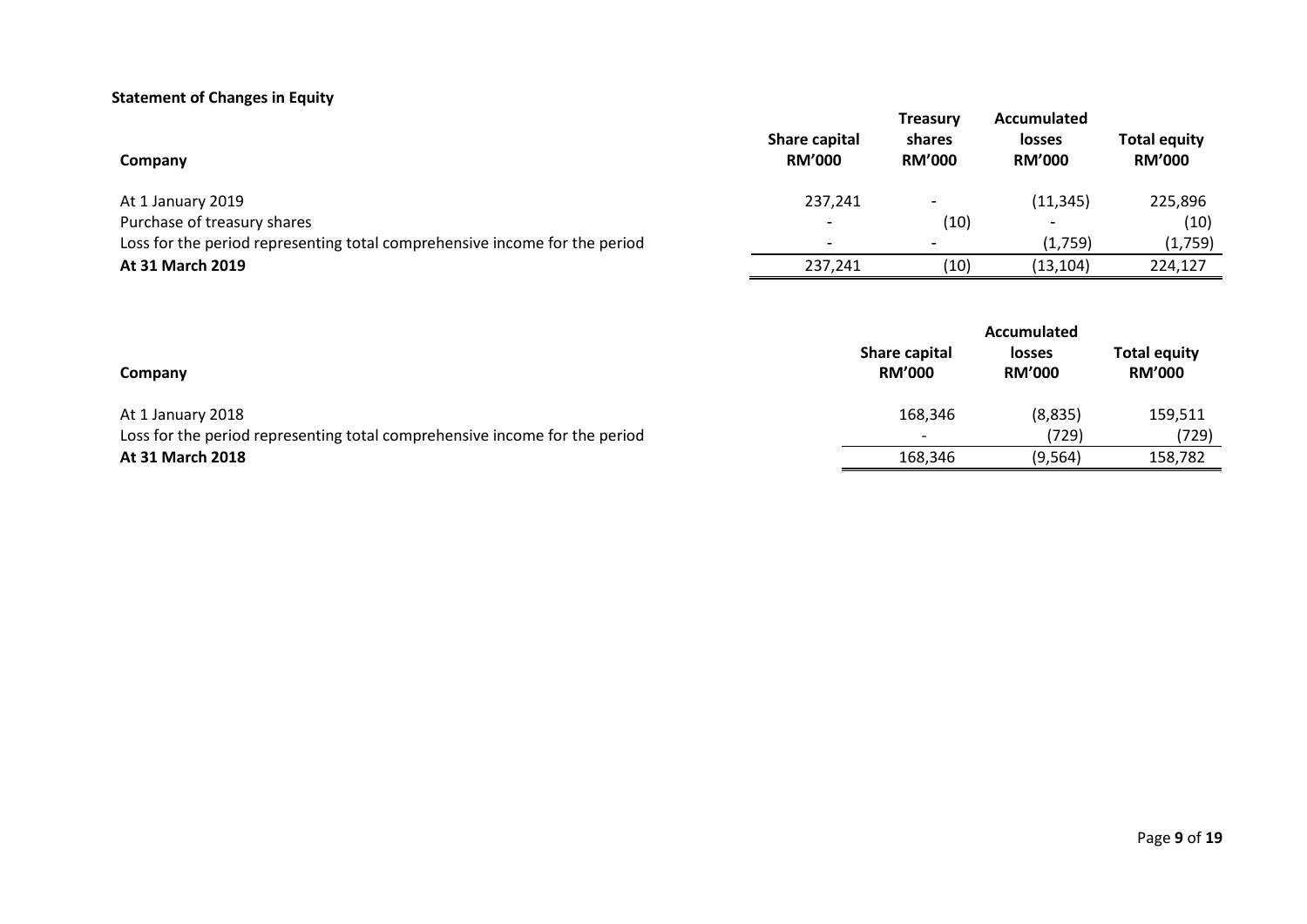**Statement of Changes in Equity**

| Company | Share capital RM'000 | Treasury shares RM'000 | Accumulated losses RM'000 | Total equity RM'000 |
|---|---|---|---|---|
| At 1 January 2019 | 237,241 | - | (11,345) | 225,896 |
| Purchase of treasury shares | - | (10) | - | (10) |
| Loss for the period representing total comprehensive income for the period | - | - | (1,759) | (1,759) |
| **At 31 March 2019** | 237,241 | (10) | (13,104) | 224,127 |

| Company | Share capital RM'000 | Accumulated losses RM'000 | Total equity RM'000 |
|---|---|---|---|
| At 1 January 2018 | 168,346 | (8,835) | 159,511 |
| Loss for the period representing total comprehensive income for the period | - | (729) | (729) |
| **At 31 March 2018** | 168,346 | (9,564) | 158,782 |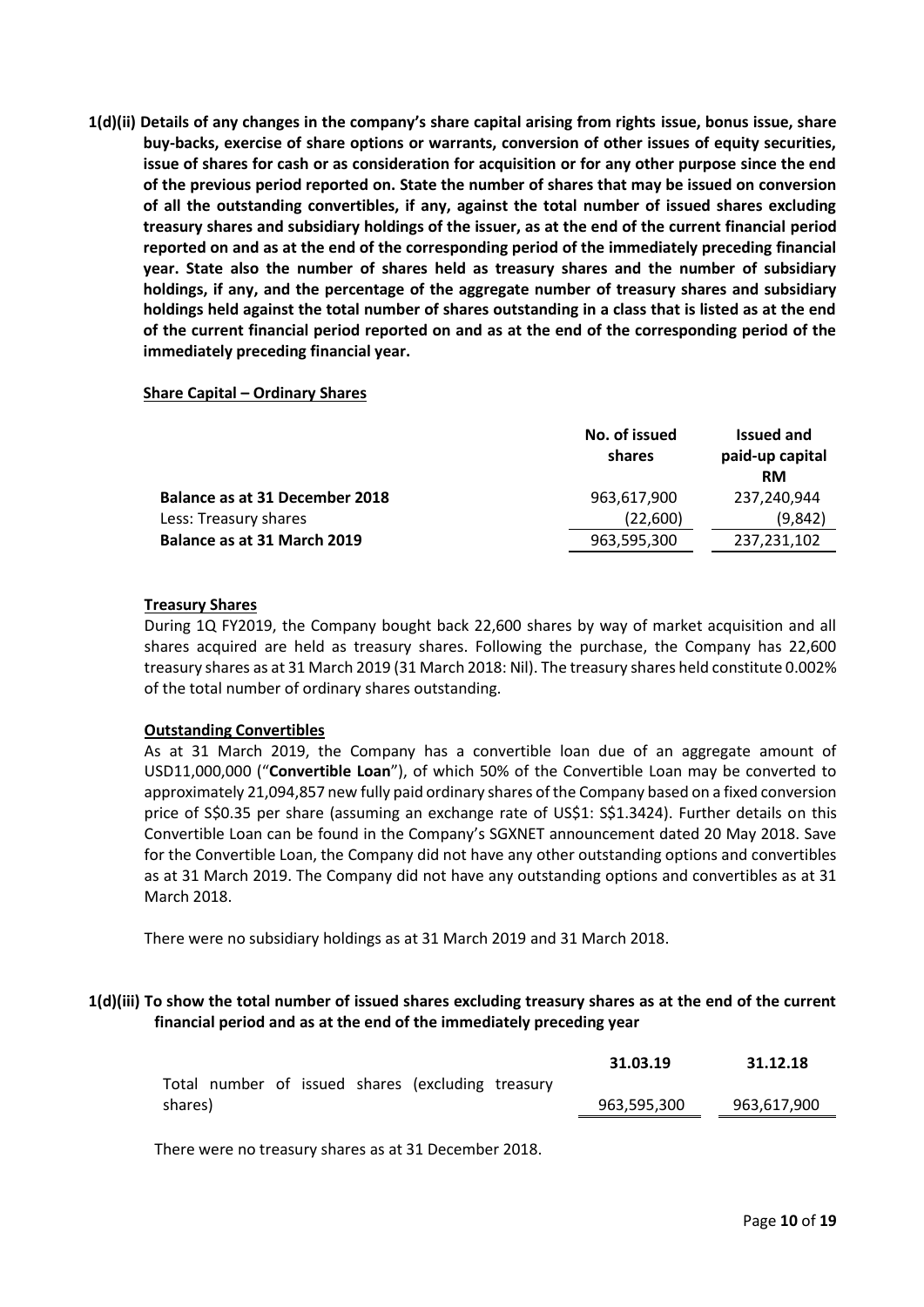**1(d)(ii) Details of any changes in the company's share capital arising from rights issue, bonus issue, share buy-backs, exercise of share options or warrants, conversion of other issues of equity securities, issue of shares for cash or as consideration for acquisition or for any other purpose since the end of the previous period reported on. State the number of shares that may be issued on conversion of all the outstanding convertibles, if any, against the total number of issued shares excluding treasury shares and subsidiary holdings of the issuer, as at the end of the current financial period reported on and as at the end of the corresponding period of the immediately preceding financial year. State also the number of shares held as treasury shares and the number of subsidiary holdings, if any, and the percentage of the aggregate number of treasury shares and subsidiary holdings held against the total number of shares outstanding in a class that is listed as at the end of the current financial period reported on and as at the end of the corresponding period of the immediately preceding financial year.**

**Share Capital – Ordinary Shares**

| | No. of issued shares | Issued and paid-up capital RM |
|---|---|---|
| **Balance as at 31 December 2018** | 963,617,900 | 237,240,944 |
| Less: Treasury shares | (22,600) | (9,842) |
| **Balance as at 31 March 2019** | 963,595,300 | 237,231,102 |

**Treasury Shares**

During 1Q FY2019, the Company bought back 22,600 shares by way of market acquisition and all shares acquired are held as treasury shares. Following the purchase, the Company has 22,600 treasury shares as at 31 March 2019 (31 March 2018: Nil). The treasury shares held constitute 0.002% of the total number of ordinary shares outstanding.

**Outstanding Convertibles**

As at 31 March 2019, the Company has a convertible loan due of an aggregate amount of USD11,000,000 ("**Convertible Loan**"), of which 50% of the Convertible Loan may be converted to approximately 21,094,857 new fully paid ordinary shares of the Company based on a fixed conversion price of S$0.35 per share (assuming an exchange rate of US$1: S$1.3424). Further details on this Convertible Loan can be found in the Company's SGXNET announcement dated 20 May 2018. Save for the Convertible Loan, the Company did not have any other outstanding options and convertibles as at 31 March 2019. The Company did not have any outstanding options and convertibles as at 31 March 2018.

There were no subsidiary holdings as at 31 March 2019 and 31 March 2018.

**1(d)(iii) To show the total number of issued shares excluding treasury shares as at the end of the current financial period and as at the end of the immediately preceding year**

| | 31.03.19 | 31.12.18 |
|---|---|---|
| Total number of issued shares (excluding treasury shares) | 963,595,300 | 963,617,900 |

There were no treasury shares as at 31 December 2018.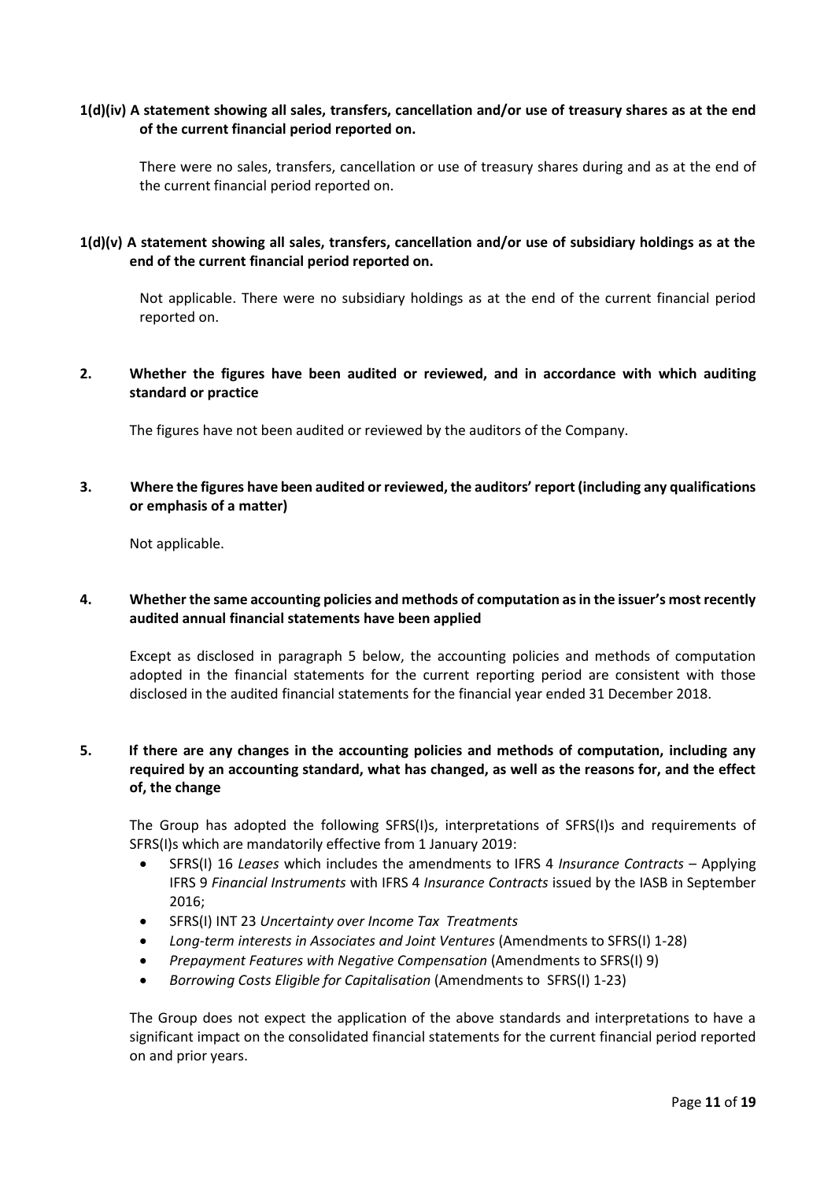**1(d)(iv) A statement showing all sales, transfers, cancellation and/or use of treasury shares as at the end of the current financial period reported on.**

There were no sales, transfers, cancellation or use of treasury shares during and as at the end of the current financial period reported on.

**1(d)(v) A statement showing all sales, transfers, cancellation and/or use of subsidiary holdings as at the end of the current financial period reported on.**

Not applicable. There were no subsidiary holdings as at the end of the current financial period reported on.

**2. Whether the figures have been audited or reviewed, and in accordance with which auditing standard or practice**

The figures have not been audited or reviewed by the auditors of the Company.

**3. Where the figures have been audited or reviewed, the auditors' report (including any qualifications or emphasis of a matter)**

Not applicable.

**4. Whether the same accounting policies and methods of computation as in the issuer's most recently audited annual financial statements have been applied**

Except as disclosed in paragraph 5 below, the accounting policies and methods of computation adopted in the financial statements for the current reporting period are consistent with those disclosed in the audited financial statements for the financial year ended 31 December 2018.

**5. If there are any changes in the accounting policies and methods of computation, including any required by an accounting standard, what has changed, as well as the reasons for, and the effect of, the change**

The Group has adopted the following SFRS(I)s, interpretations of SFRS(I)s and requirements of SFRS(I)s which are mandatorily effective from 1 January 2019:

- SFRS(I) 16 *Leases* which includes the amendments to IFRS 4 *Insurance Contracts* – Applying IFRS 9 *Financial Instruments* with IFRS 4 *Insurance Contracts* issued by the IASB in September 2016;
- SFRS(I) INT 23 *Uncertainty over Income Tax Treatments*
- *Long-term interests in Associates and Joint Ventures* (Amendments to SFRS(I) 1-28)
- *Prepayment Features with Negative Compensation* (Amendments to SFRS(I) 9)
- *Borrowing Costs Eligible for Capitalisation* (Amendments to SFRS(I) 1-23)

The Group does not expect the application of the above standards and interpretations to have a significant impact on the consolidated financial statements for the current financial period reported on and prior years.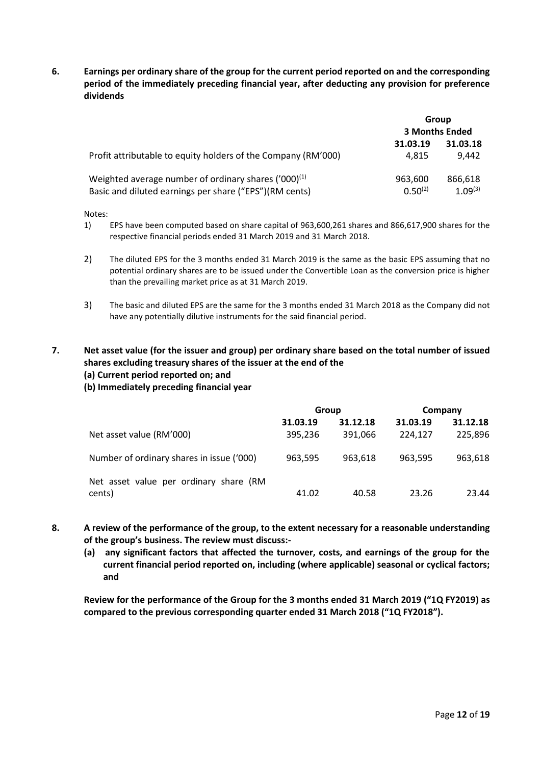**6. Earnings per ordinary share of the group for the current period reported on and the corresponding period of the immediately preceding financial year, after deducting any provision for preference dividends**

| | Group | |
|---|---|---|
| | 3 Months Ended | |
| | 31.03.19 | 31.03.18 |
| Profit attributable to equity holders of the Company (RM'000) | 4,815 | 9,442 |
| Weighted average number of ordinary shares ('000)[1] | 963,600 | 866,618 |
| Basic and diluted earnings per share ("EPS")(RM cents) | 0.50[2] | 1.09[3] |

Notes:

1) EPS have been computed based on share capital of 963,600,261 shares and 866,617,900 shares for the respective financial periods ended 31 March 2019 and 31 March 2018.

2) The diluted EPS for the 3 months ended 31 March 2019 is the same as the basic EPS assuming that no potential ordinary shares are to be issued under the Convertible Loan as the conversion price is higher than the prevailing market price as at 31 March 2019.

3) The basic and diluted EPS are the same for the 3 months ended 31 March 2018 as the Company did not have any potentially dilutive instruments for the said financial period.

**7. Net asset value (for the issuer and group) per ordinary share based on the total number of issued shares excluding treasury shares of the issuer at the end of the**
**(a) Current period reported on; and**
**(b) Immediately preceding financial year**

| | Group | | Company | |
|---|---|---|---|---|
| | 31.03.19 | 31.12.18 | 31.03.19 | 31.12.18 |
| Net asset value (RM'000) | 395,236 | 391,066 | 224,127 | 225,896 |
| Number of ordinary shares in issue ('000) | 963,595 | 963,618 | 963,595 | 963,618 |
| Net asset value per ordinary share (RM cents) | 41.02 | 40.58 | 23.26 | 23.44 |

**8. A review of the performance of the group, to the extent necessary for a reasonable understanding of the group's business. The review must discuss:-**

**(a) any significant factors that affected the turnover, costs, and earnings of the group for the current financial period reported on, including (where applicable) seasonal or cyclical factors; and**

**Review for the performance of the Group for the 3 months ended 31 March 2019 ("1Q FY2019) as compared to the previous corresponding quarter ended 31 March 2018 ("1Q FY2018").**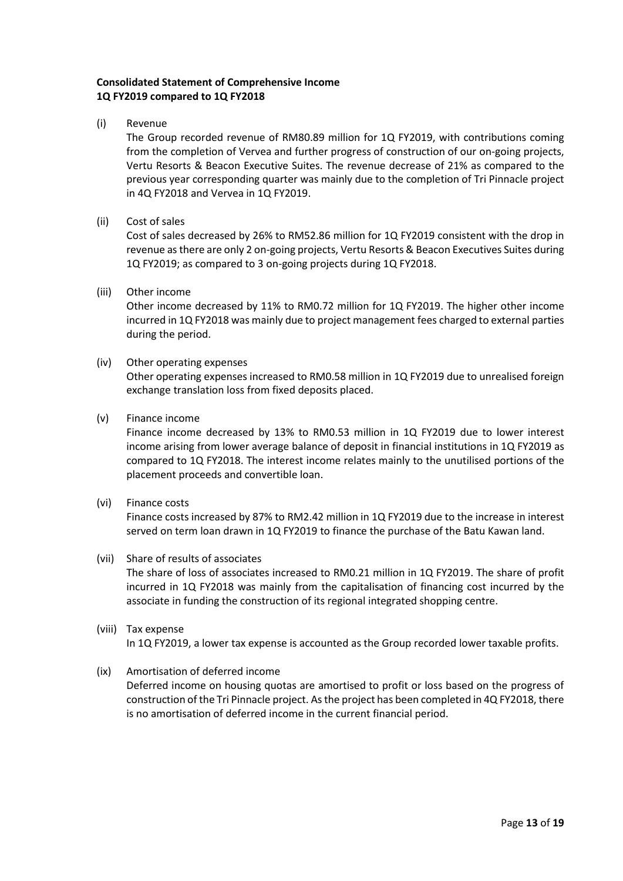**Consolidated Statement of Comprehensive Income**
**1Q FY2019 compared to 1Q FY2018**

(i) Revenue

The Group recorded revenue of RM80.89 million for 1Q FY2019, with contributions coming from the completion of Vervea and further progress of construction of our on-going projects, Vertu Resorts & Beacon Executive Suites. The revenue decrease of 21% as compared to the previous year corresponding quarter was mainly due to the completion of Tri Pinnacle project in 4Q FY2018 and Vervea in 1Q FY2019.

(ii) Cost of sales

Cost of sales decreased by 26% to RM52.86 million for 1Q FY2019 consistent with the drop in revenue as there are only 2 on-going projects, Vertu Resorts & Beacon Executives Suites during 1Q FY2019; as compared to 3 on-going projects during 1Q FY2018.

(iii) Other income

Other income decreased by 11% to RM0.72 million for 1Q FY2019. The higher other income incurred in 1Q FY2018 was mainly due to project management fees charged to external parties during the period.

(iv) Other operating expenses

Other operating expenses increased to RM0.58 million in 1Q FY2019 due to unrealised foreign exchange translation loss from fixed deposits placed.

(v) Finance income

Finance income decreased by 13% to RM0.53 million in 1Q FY2019 due to lower interest income arising from lower average balance of deposit in financial institutions in 1Q FY2019 as compared to 1Q FY2018. The interest income relates mainly to the unutilised portions of the placement proceeds and convertible loan.

(vi) Finance costs

Finance costs increased by 87% to RM2.42 million in 1Q FY2019 due to the increase in interest served on term loan drawn in 1Q FY2019 to finance the purchase of the Batu Kawan land.

(vii) Share of results of associates

The share of loss of associates increased to RM0.21 million in 1Q FY2019. The share of profit incurred in 1Q FY2018 was mainly from the capitalisation of financing cost incurred by the associate in funding the construction of its regional integrated shopping centre.

(viii) Tax expense

In 1Q FY2019, a lower tax expense is accounted as the Group recorded lower taxable profits.

(ix) Amortisation of deferred income

Deferred income on housing quotas are amortised to profit or loss based on the progress of construction of the Tri Pinnacle project. As the project has been completed in 4Q FY2018, there is no amortisation of deferred income in the current financial period.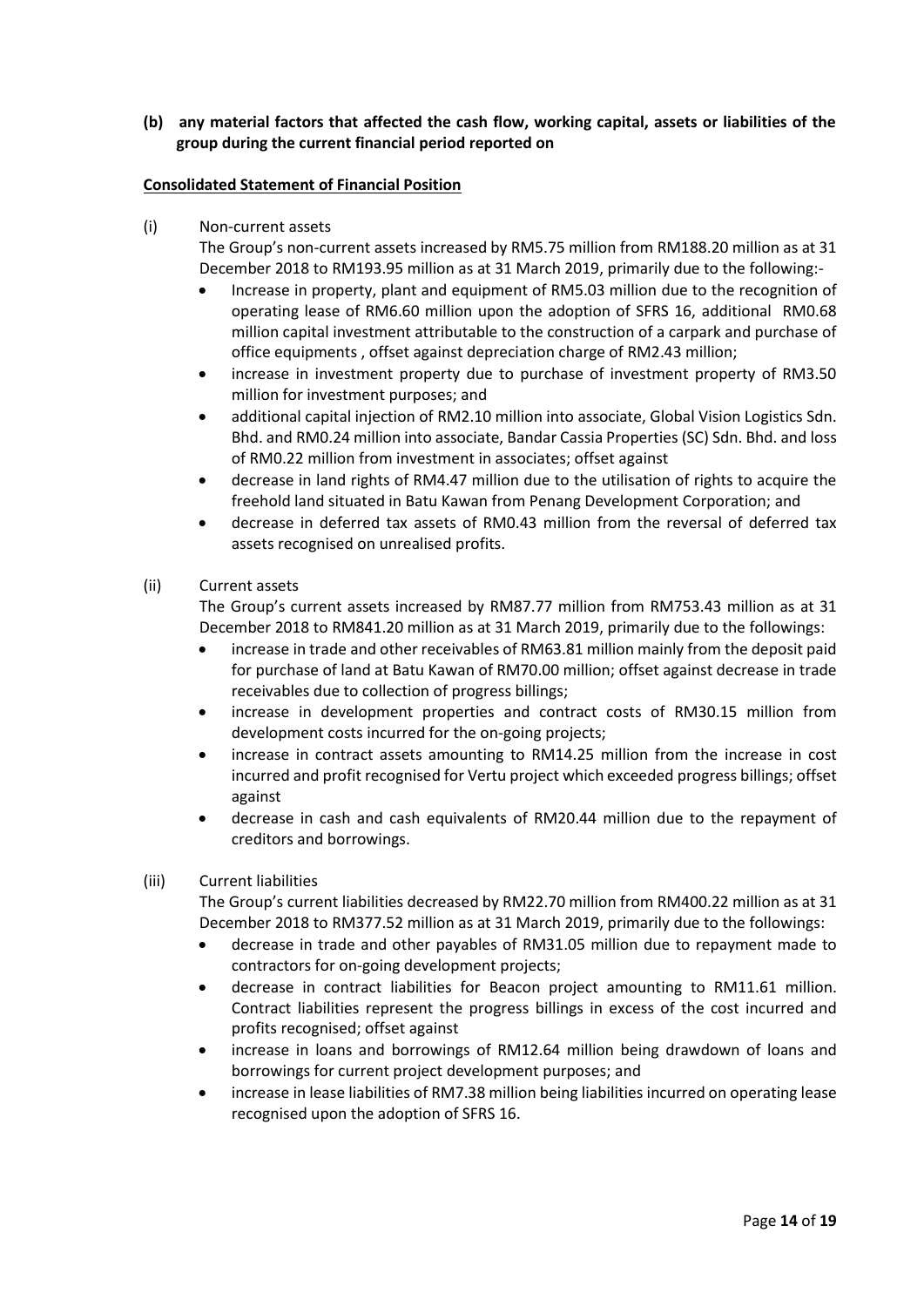**(b) any material factors that affected the cash flow, working capital, assets or liabilities of the group during the current financial period reported on**

**Consolidated Statement of Financial Position**

(i) Non-current assets

The Group's non-current assets increased by RM5.75 million from RM188.20 million as at 31 December 2018 to RM193.95 million as at 31 March 2019, primarily due to the following:-

- Increase in property, plant and equipment of RM5.03 million due to the recognition of operating lease of RM6.60 million upon the adoption of SFRS 16, additional RM0.68 million capital investment attributable to the construction of a carpark and purchase of office equipments , offset against depreciation charge of RM2.43 million;
- increase in investment property due to purchase of investment property of RM3.50 million for investment purposes; and
- additional capital injection of RM2.10 million into associate, Global Vision Logistics Sdn. Bhd. and RM0.24 million into associate, Bandar Cassia Properties (SC) Sdn. Bhd. and loss of RM0.22 million from investment in associates; offset against
- decrease in land rights of RM4.47 million due to the utilisation of rights to acquire the freehold land situated in Batu Kawan from Penang Development Corporation; and
- decrease in deferred tax assets of RM0.43 million from the reversal of deferred tax assets recognised on unrealised profits.

(ii) Current assets

The Group's current assets increased by RM87.77 million from RM753.43 million as at 31 December 2018 to RM841.20 million as at 31 March 2019, primarily due to the followings:

- increase in trade and other receivables of RM63.81 million mainly from the deposit paid for purchase of land at Batu Kawan of RM70.00 million; offset against decrease in trade receivables due to collection of progress billings;
- increase in development properties and contract costs of RM30.15 million from development costs incurred for the on-going projects;
- increase in contract assets amounting to RM14.25 million from the increase in cost incurred and profit recognised for Vertu project which exceeded progress billings; offset against
- decrease in cash and cash equivalents of RM20.44 million due to the repayment of creditors and borrowings.

(iii) Current liabilities

The Group's current liabilities decreased by RM22.70 million from RM400.22 million as at 31 December 2018 to RM377.52 million as at 31 March 2019, primarily due to the followings:

- decrease in trade and other payables of RM31.05 million due to repayment made to contractors for on-going development projects;
- decrease in contract liabilities for Beacon project amounting to RM11.61 million. Contract liabilities represent the progress billings in excess of the cost incurred and profits recognised; offset against
- increase in loans and borrowings of RM12.64 million being drawdown of loans and borrowings for current project development purposes; and
- increase in lease liabilities of RM7.38 million being liabilities incurred on operating lease recognised upon the adoption of SFRS 16.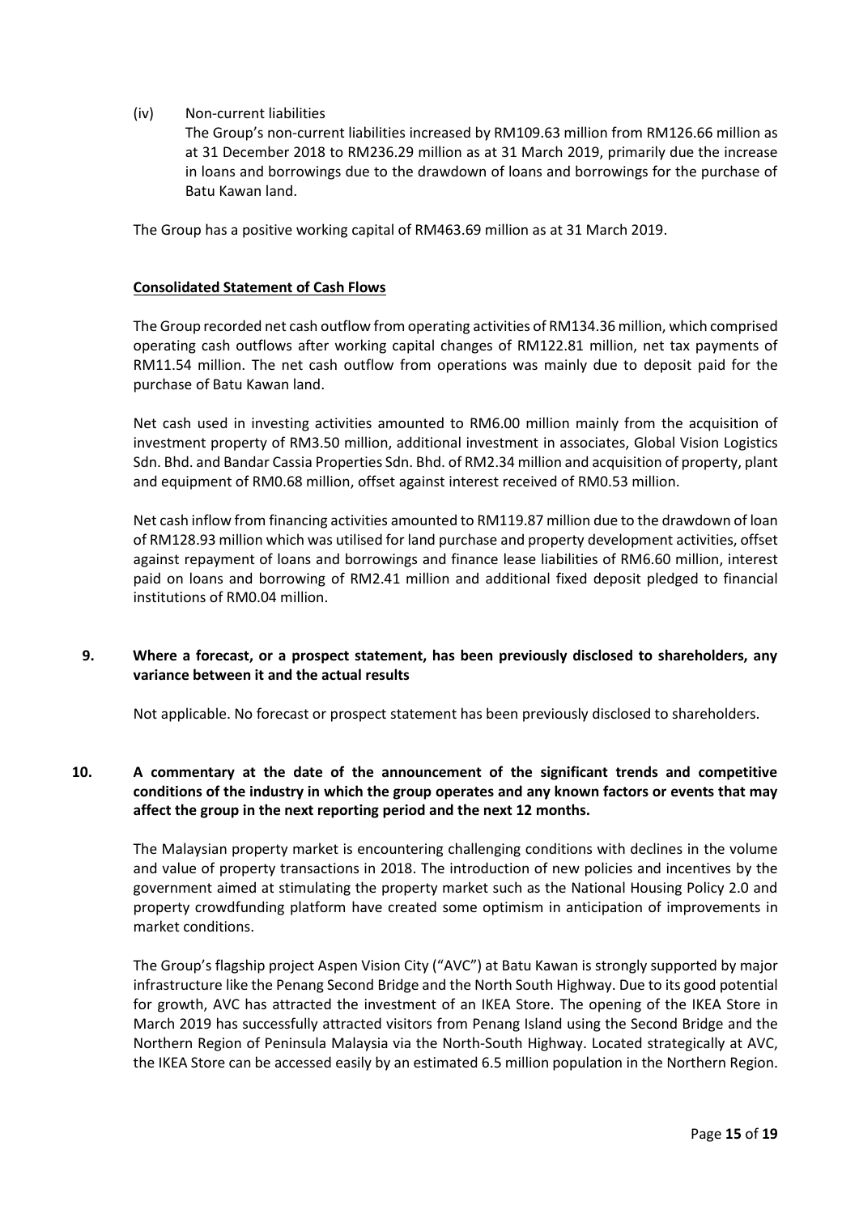(iv) Non-current liabilities

The Group's non-current liabilities increased by RM109.63 million from RM126.66 million as at 31 December 2018 to RM236.29 million as at 31 March 2019, primarily due the increase in loans and borrowings due to the drawdown of loans and borrowings for the purchase of Batu Kawan land.

The Group has a positive working capital of RM463.69 million as at 31 March 2019.

**Consolidated Statement of Cash Flows**

The Group recorded net cash outflow from operating activities of RM134.36 million, which comprised operating cash outflows after working capital changes of RM122.81 million, net tax payments of RM11.54 million. The net cash outflow from operations was mainly due to deposit paid for the purchase of Batu Kawan land.

Net cash used in investing activities amounted to RM6.00 million mainly from the acquisition of investment property of RM3.50 million, additional investment in associates, Global Vision Logistics Sdn. Bhd. and Bandar Cassia Properties Sdn. Bhd. of RM2.34 million and acquisition of property, plant and equipment of RM0.68 million, offset against interest received of RM0.53 million.

Net cash inflow from financing activities amounted to RM119.87 million due to the drawdown of loan of RM128.93 million which was utilised for land purchase and property development activities, offset against repayment of loans and borrowings and finance lease liabilities of RM6.60 million, interest paid on loans and borrowing of RM2.41 million and additional fixed deposit pledged to financial institutions of RM0.04 million.

## 9. Where a forecast, or a prospect statement, has been previously disclosed to shareholders, any variance between it and the actual results

Not applicable. No forecast or prospect statement has been previously disclosed to shareholders.

## 10. A commentary at the date of the announcement of the significant trends and competitive conditions of the industry in which the group operates and any known factors or events that may affect the group in the next reporting period and the next 12 months.

The Malaysian property market is encountering challenging conditions with declines in the volume and value of property transactions in 2018. The introduction of new policies and incentives by the government aimed at stimulating the property market such as the National Housing Policy 2.0 and property crowdfunding platform have created some optimism in anticipation of improvements in market conditions.

The Group's flagship project Aspen Vision City ("AVC") at Batu Kawan is strongly supported by major infrastructure like the Penang Second Bridge and the North South Highway. Due to its good potential for growth, AVC has attracted the investment of an IKEA Store. The opening of the IKEA Store in March 2019 has successfully attracted visitors from Penang Island using the Second Bridge and the Northern Region of Peninsula Malaysia via the North-South Highway. Located strategically at AVC, the IKEA Store can be accessed easily by an estimated 6.5 million population in the Northern Region.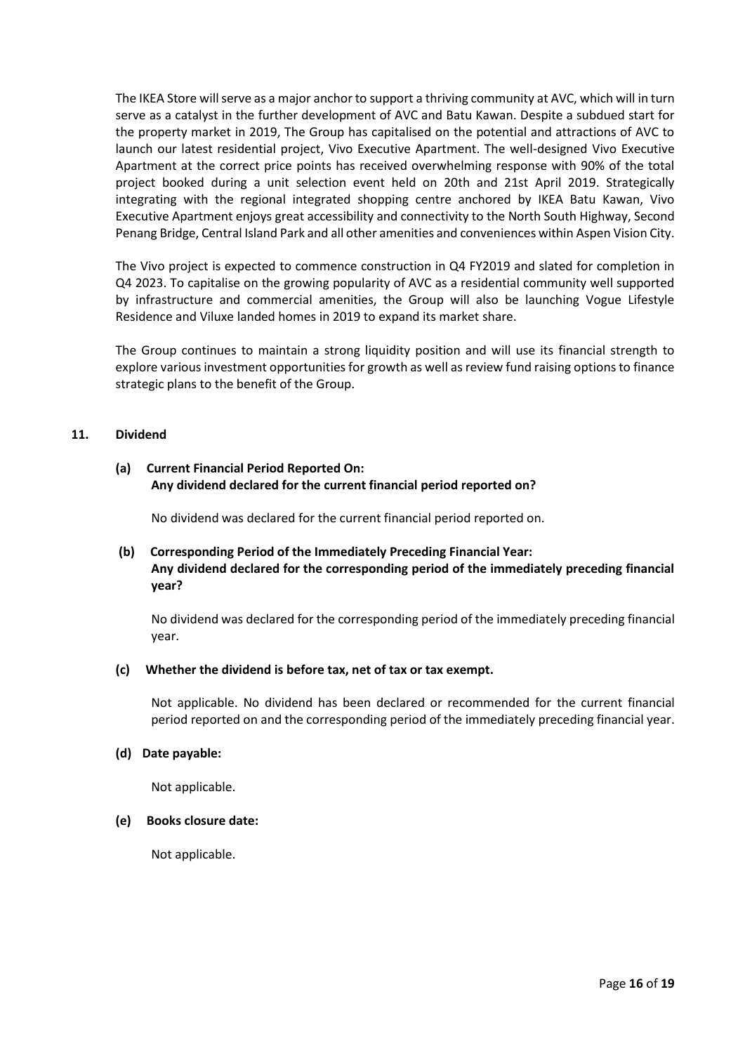The IKEA Store will serve as a major anchor to support a thriving community at AVC, which will in turn serve as a catalyst in the further development of AVC and Batu Kawan. Despite a subdued start for the property market in 2019, The Group has capitalised on the potential and attractions of AVC to launch our latest residential project, Vivo Executive Apartment. The well-designed Vivo Executive Apartment at the correct price points has received overwhelming response with 90% of the total project booked during a unit selection event held on 20th and 21st April 2019. Strategically integrating with the regional integrated shopping centre anchored by IKEA Batu Kawan, Vivo Executive Apartment enjoys great accessibility and connectivity to the North South Highway, Second Penang Bridge, Central Island Park and all other amenities and conveniences within Aspen Vision City.

The Vivo project is expected to commence construction in Q4 FY2019 and slated for completion in Q4 2023. To capitalise on the growing popularity of AVC as a residential community well supported by infrastructure and commercial amenities, the Group will also be launching Vogue Lifestyle Residence and Viluxe landed homes in 2019 to expand its market share.

The Group continues to maintain a strong liquidity position and will use its financial strength to explore various investment opportunities for growth as well as review fund raising options to finance strategic plans to the benefit of the Group.

## 11. Dividend

**(a) Current Financial Period Reported On:**
**Any dividend declared for the current financial period reported on?**

No dividend was declared for the current financial period reported on.

**(b) Corresponding Period of the Immediately Preceding Financial Year:**
**Any dividend declared for the corresponding period of the immediately preceding financial year?**

No dividend was declared for the corresponding period of the immediately preceding financial year.

**(c) Whether the dividend is before tax, net of tax or tax exempt.**

Not applicable. No dividend has been declared or recommended for the current financial period reported on and the corresponding period of the immediately preceding financial year.

**(d) Date payable:**

Not applicable.

**(e) Books closure date:**

Not applicable.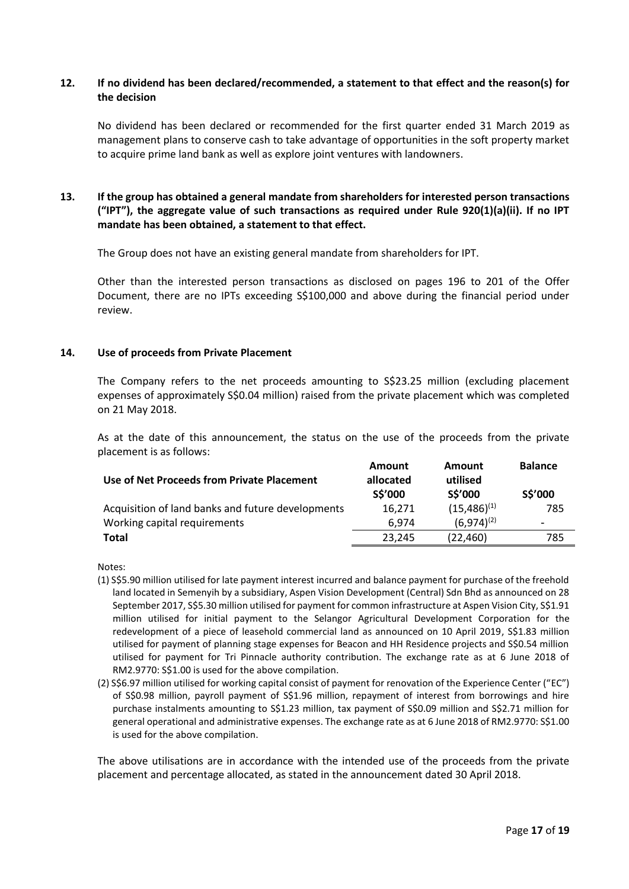## 12. If no dividend has been declared/recommended, a statement to that effect and the reason(s) for the decision

No dividend has been declared or recommended for the first quarter ended 31 March 2019 as management plans to conserve cash to take advantage of opportunities in the soft property market to acquire prime land bank as well as explore joint ventures with landowners.

## 13. If the group has obtained a general mandate from shareholders for interested person transactions ("IPT"), the aggregate value of such transactions as required under Rule 920(1)(a)(ii). If no IPT mandate has been obtained, a statement to that effect.

The Group does not have an existing general mandate from shareholders for IPT.

Other than the interested person transactions as disclosed on pages 196 to 201 of the Offer Document, there are no IPTs exceeding S$100,000 and above during the financial period under review.

## 14. Use of proceeds from Private Placement

The Company refers to the net proceeds amounting to S$23.25 million (excluding placement expenses of approximately S$0.04 million) raised from the private placement which was completed on 21 May 2018.

As at the date of this announcement, the status on the use of the proceeds from the private placement is as follows:

| Use of Net Proceeds from Private Placement | Amount allocated S$'000 | Amount utilised S$'000 | Balance S$'000 |
|---|---|---|---|
| Acquisition of land banks and future developments | 16,271 | (15,486)[(1)] | 785 |
| Working capital requirements | 6,974 | (6,974)[(2)] | - |
| **Total** | 23,245 | (22,460) | 785 |

Notes:

(1) S$5.90 million utilised for late payment interest incurred and balance payment for purchase of the freehold land located in Semenyih by a subsidiary, Aspen Vision Development (Central) Sdn Bhd as announced on 28 September 2017, S$5.30 million utilised for payment for common infrastructure at Aspen Vision City, S$1.91 million utilised for initial payment to the Selangor Agricultural Development Corporation for the redevelopment of a piece of leasehold commercial land as announced on 10 April 2019, S$1.83 million utilised for payment of planning stage expenses for Beacon and HH Residence projects and S$0.54 million utilised for payment for Tri Pinnacle authority contribution. The exchange rate as at 6 June 2018 of RM2.9770: S$1.00 is used for the above compilation.

(2) S$6.97 million utilised for working capital consist of payment for renovation of the Experience Center ("EC") of S$0.98 million, payroll payment of S$1.96 million, repayment of interest from borrowings and hire purchase instalments amounting to S$1.23 million, tax payment of S$0.09 million and S$2.71 million for general operational and administrative expenses. The exchange rate as at 6 June 2018 of RM2.9770: S$1.00 is used for the above compilation.

The above utilisations are in accordance with the intended use of the proceeds from the private placement and percentage allocated, as stated in the announcement dated 30 April 2018.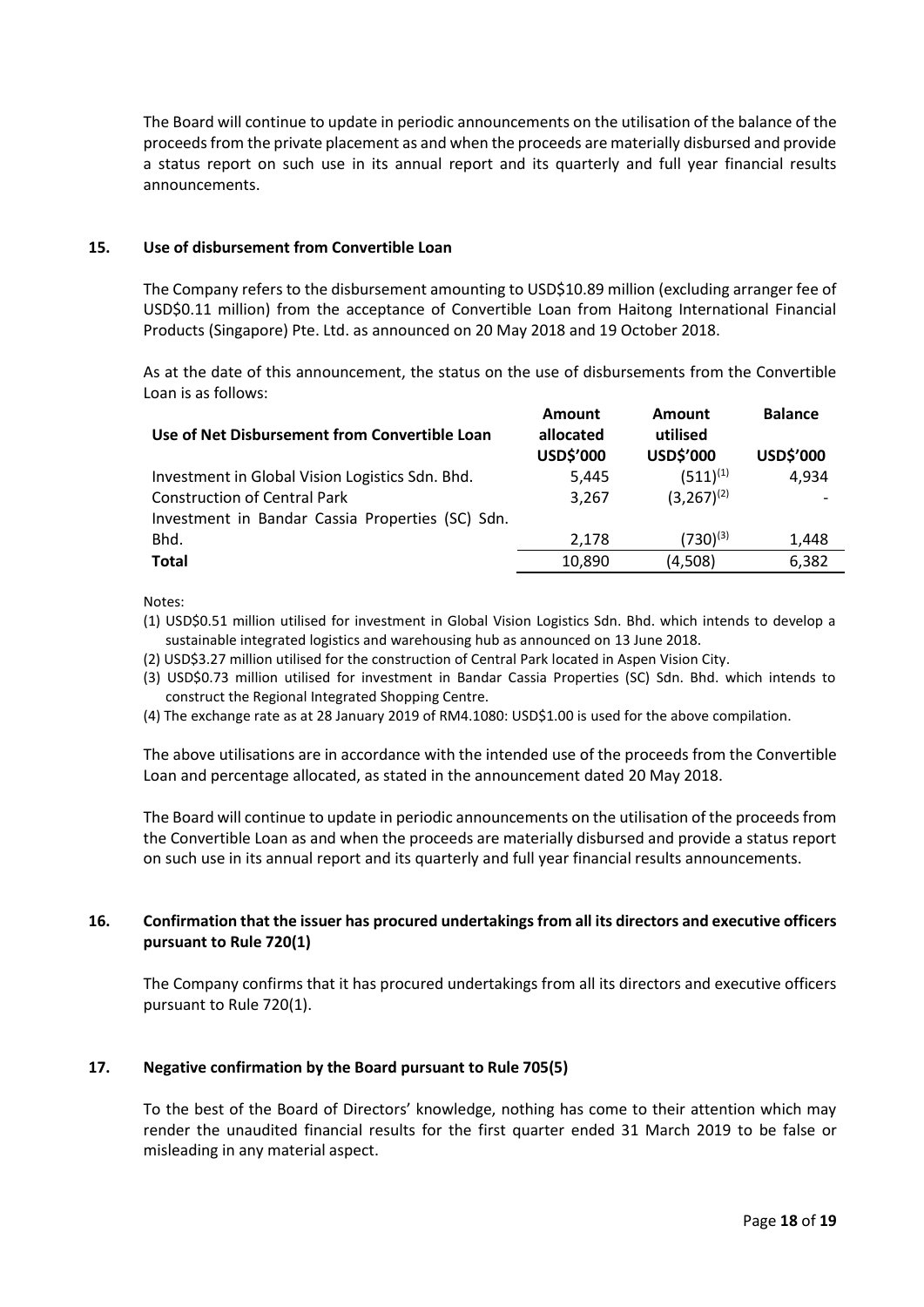The Board will continue to update in periodic announcements on the utilisation of the balance of the proceeds from the private placement as and when the proceeds are materially disbursed and provide a status report on such use in its annual report and its quarterly and full year financial results announcements.

## 15. Use of disbursement from Convertible Loan

The Company refers to the disbursement amounting to USD$10.89 million (excluding arranger fee of USD$0.11 million) from the acceptance of Convertible Loan from Haitong International Financial Products (Singapore) Pte. Ltd. as announced on 20 May 2018 and 19 October 2018.

As at the date of this announcement, the status on the use of disbursements from the Convertible Loan is as follows:

| Use of Net Disbursement from Convertible Loan | Amount allocated USD$'000 | Amount utilised USD$'000 | Balance USD$'000 |
|---|---|---|---|
| Investment in Global Vision Logistics Sdn. Bhd. | 5,445 | (511)(1) | 4,934 |
| Construction of Central Park | 3,267 | (3,267)(2) | - |
| Investment in Bandar Cassia Properties (SC) Sdn. Bhd. | 2,178 | (730)(3) | 1,448 |
| **Total** | 10,890 | (4,508) | 6,382 |

Notes:

(1) USD$0.51 million utilised for investment in Global Vision Logistics Sdn. Bhd. which intends to develop a sustainable integrated logistics and warehousing hub as announced on 13 June 2018.

(2) USD$3.27 million utilised for the construction of Central Park located in Aspen Vision City.

(3) USD$0.73 million utilised for investment in Bandar Cassia Properties (SC) Sdn. Bhd. which intends to construct the Regional Integrated Shopping Centre.

(4) The exchange rate as at 28 January 2019 of RM4.1080: USD$1.00 is used for the above compilation.

The above utilisations are in accordance with the intended use of the proceeds from the Convertible Loan and percentage allocated, as stated in the announcement dated 20 May 2018.

The Board will continue to update in periodic announcements on the utilisation of the proceeds from the Convertible Loan as and when the proceeds are materially disbursed and provide a status report on such use in its annual report and its quarterly and full year financial results announcements.

## 16. Confirmation that the issuer has procured undertakings from all its directors and executive officers pursuant to Rule 720(1)

The Company confirms that it has procured undertakings from all its directors and executive officers pursuant to Rule 720(1).

## 17. Negative confirmation by the Board pursuant to Rule 705(5)

To the best of the Board of Directors' knowledge, nothing has come to their attention which may render the unaudited financial results for the first quarter ended 31 March 2019 to be false or misleading in any material aspect.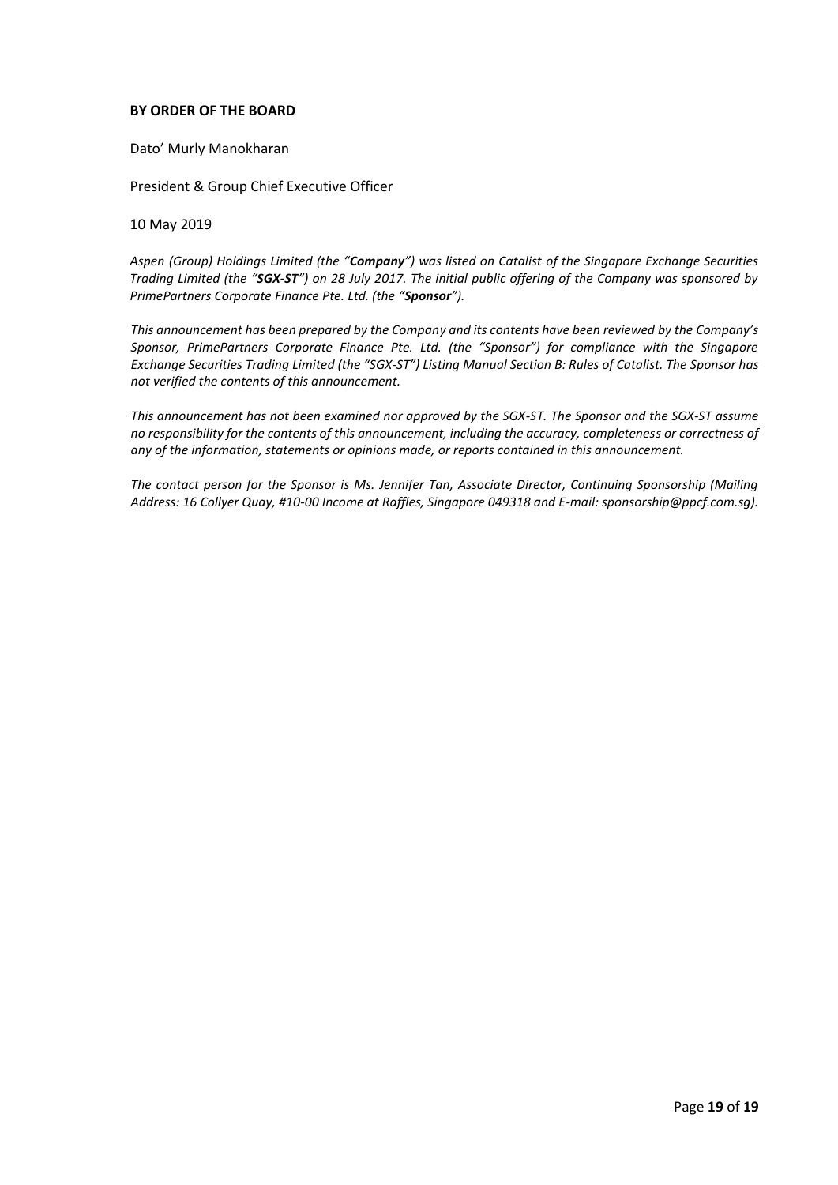**BY ORDER OF THE BOARD**

Dato' Murly Manokharan

President & Group Chief Executive Officer

10 May 2019

*Aspen (Group) Holdings Limited (the "**Company**") was listed on Catalist of the Singapore Exchange Securities Trading Limited (the "**SGX-ST**") on 28 July 2017. The initial public offering of the Company was sponsored by PrimePartners Corporate Finance Pte. Ltd. (the "**Sponsor**").*

*This announcement has been prepared by the Company and its contents have been reviewed by the Company's Sponsor, PrimePartners Corporate Finance Pte. Ltd. (the "Sponsor") for compliance with the Singapore Exchange Securities Trading Limited (the "SGX-ST") Listing Manual Section B: Rules of Catalist. The Sponsor has not verified the contents of this announcement.*

*This announcement has not been examined nor approved by the SGX-ST. The Sponsor and the SGX-ST assume no responsibility for the contents of this announcement, including the accuracy, completeness or correctness of any of the information, statements or opinions made, or reports contained in this announcement.*

*The contact person for the Sponsor is Ms. Jennifer Tan, Associate Director, Continuing Sponsorship (Mailing Address: 16 Collyer Quay, #10-00 Income at Raffles, Singapore 049318 and E-mail: sponsorship@ppcf.com.sg).*